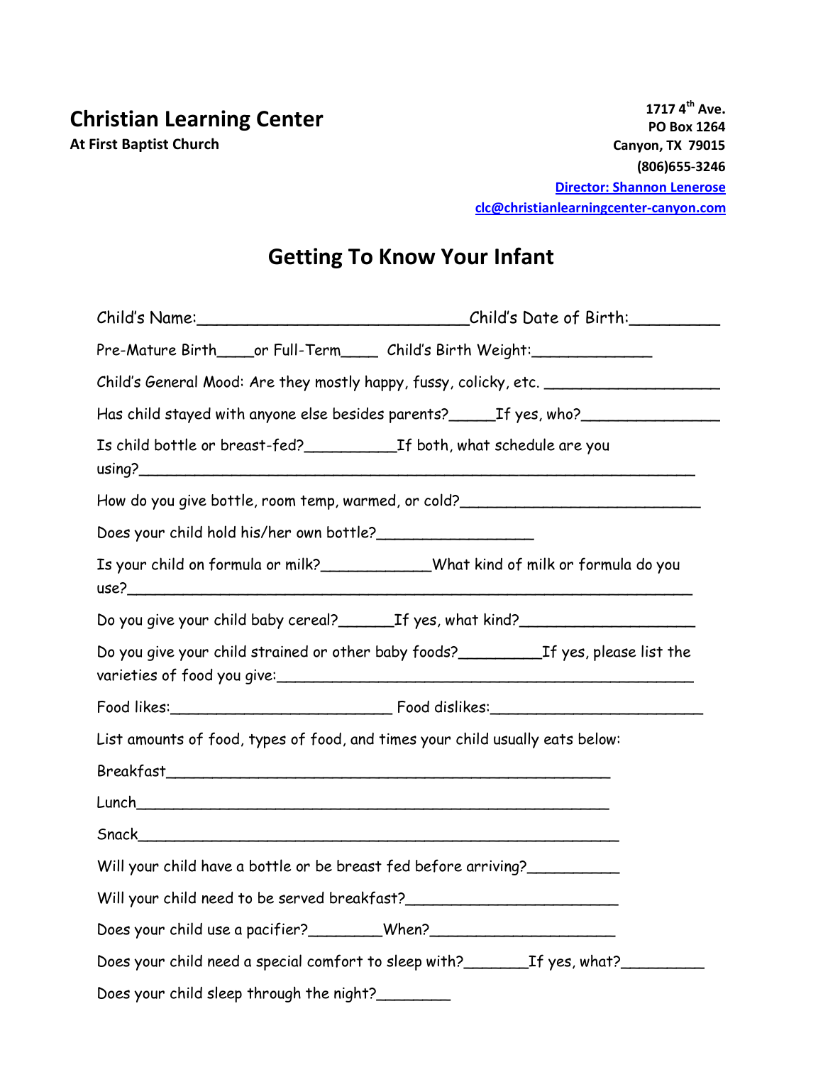**Christian Learning Center**

**At First Baptist Church**

**1717 4th Ave.**
**PO Box 1264**
**Canyon, TX 79015**
**(806)655-3246**
**Director: Shannon Lenerose**
**clc@christianlearningcenter-canyon.com**

## Getting To Know Your Infant

Child's Name:______________________________Child's Date of Birth:__________

Pre-Mature Birth____or Full-Term____ Child's Birth Weight:_____________

Child's General Mood: Are they mostly happy, fussy, colicky, etc. ___________________

Has child stayed with anyone else besides parents?_____If yes, who?_______________

Is child bottle or breast-fed?__________If both, what schedule are you using?____________________________________________________________

How do you give bottle, room temp, warmed, or cold?___________________________

Does your child hold his/her own bottle?_________________

Is your child on formula or milk?____________What kind of milk or formula do you use?______________________________________________________________

Do you give your child baby cereal?______If yes, what kind?___________________

Do you give your child strained or other baby foods?_________If yes, please list the varieties of food you give:_____________________________________________

Food likes:________________________ Food dislikes:_______________________

List amounts of food, types of food, and times your child usually eats below:

Breakfast_________________________________________________

Lunch___________________________________________________

Snack___________________________________________________

Will your child have a bottle or be breast fed before arriving?__________

Will your child need to be served breakfast?________________________

Does your child use a pacifier?________When?_____________________

Does your child need a special comfort to sleep with?_______If yes, what?_________

Does your child sleep through the night?________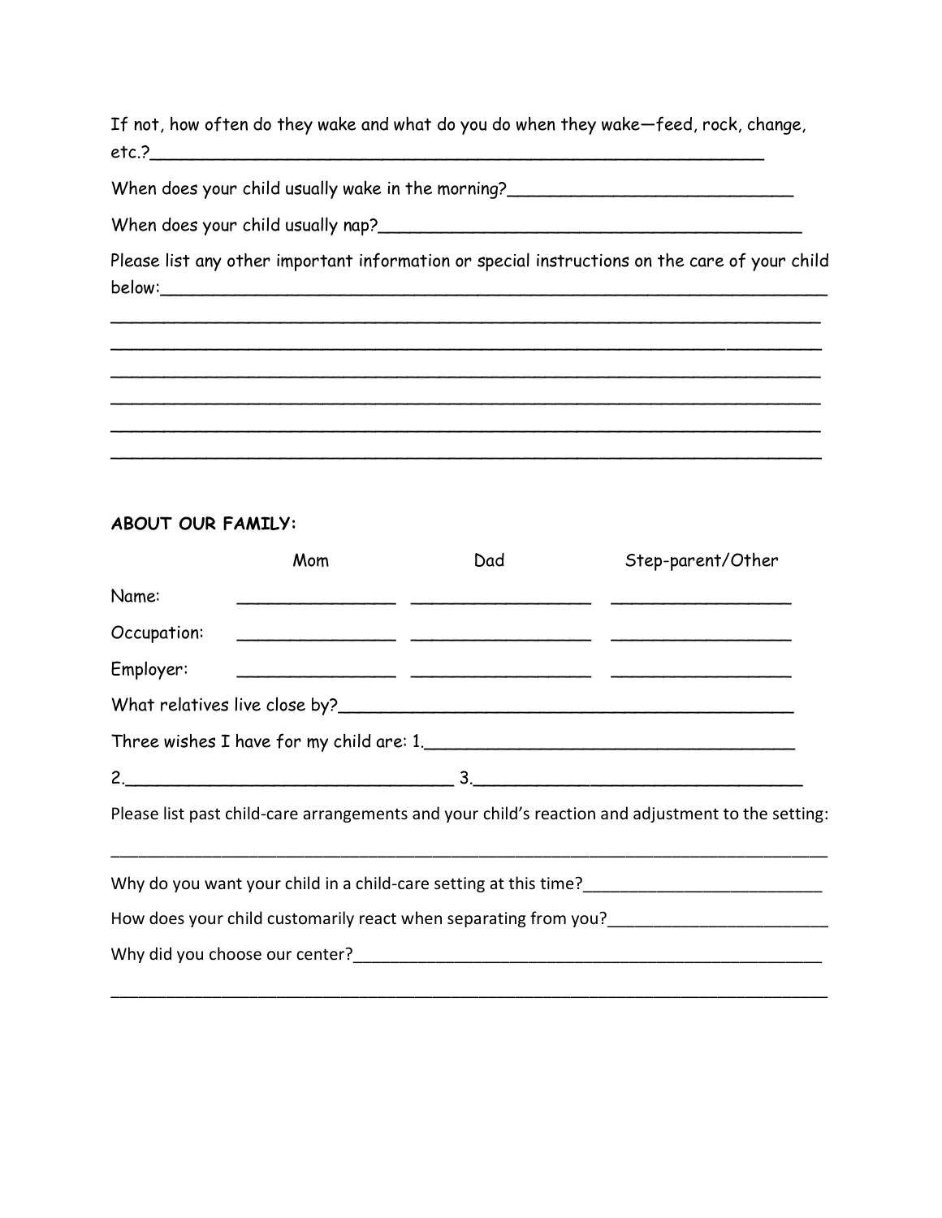If not, how often do they wake and what do you do when they wake—feed, rock, change, etc.?_______________________________________________________________

When does your child usually wake in the morning?____________________________

When does your child usually nap?__________________________________________

Please list any other important information or special instructions on the care of your child below:______________________________________________________________

_________________________________________________________________________

_________________________________________________________________________

_________________________________________________________________________

_________________________________________________________________________

_________________________________________________________________________

_________________________________________________________________________

**ABOUT OUR FAMILY:**

| | Mom | Dad | Step-parent/Other |
|---|---|---|---|
| Name: | _______________ | _________________ | _________________ |
| Occupation: | _______________ | _________________ | _________________ |
| Employer: | _______________ | _________________ | _________________ |

What relatives live close by?_____________________________________________

Three wishes I have for my child are: 1.____________________________________

2.________________________________ 3.________________________________

Please list past child-care arrangements and your child's reaction and adjustment to the setting:

_________________________________________________________________________

Why do you want your child in a child-care setting at this time?__________________________

How does your child customarily react when separating from you?_______________________

Why did you choose our center?_________________________________________________

_________________________________________________________________________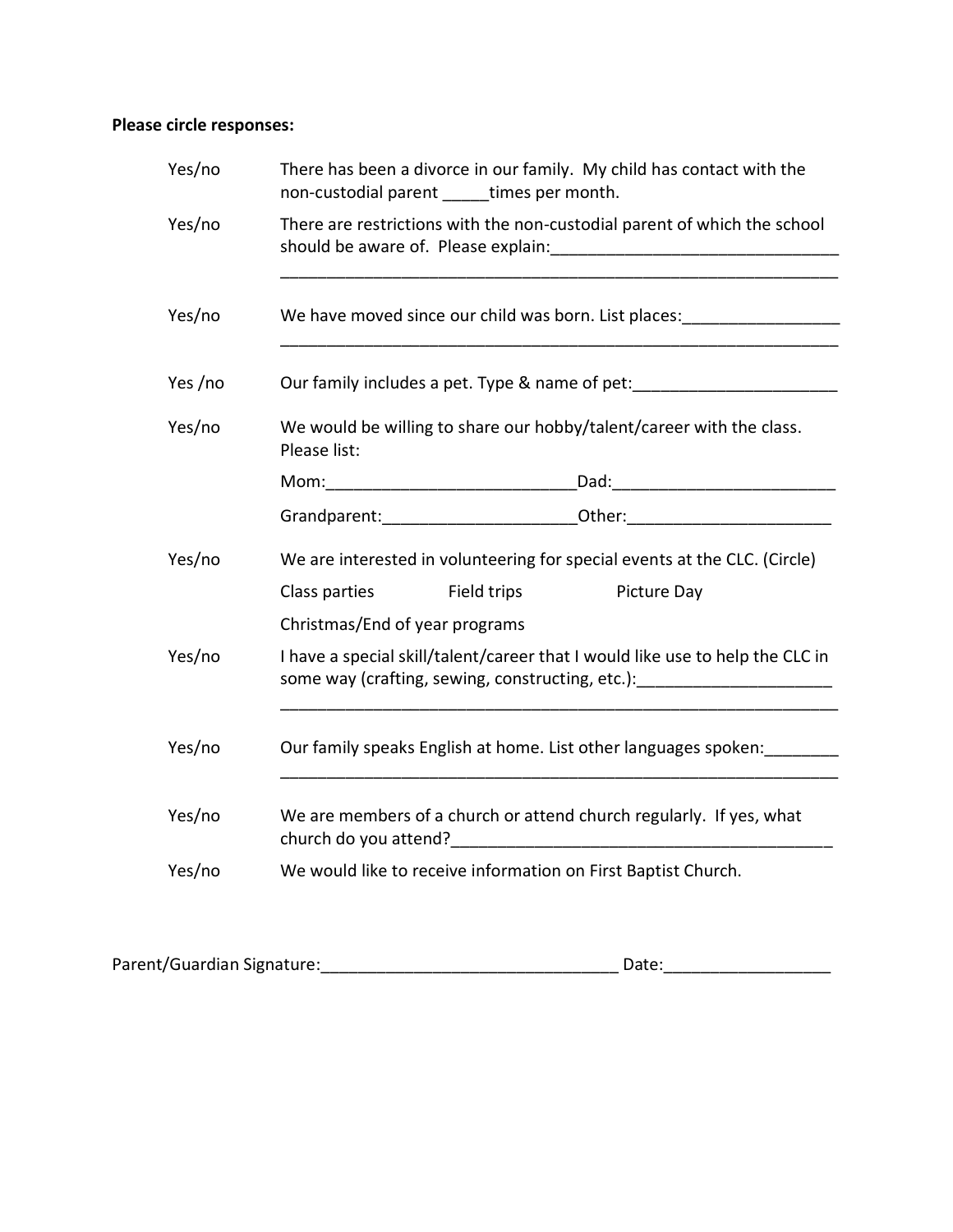**Please circle responses:**

| | |
|---|---|
| Yes/no | There has been a divorce in our family. My child has contact with the non-custodial parent _____times per month. |
| Yes/no | There are restrictions with the non-custodial parent of which the school should be aware of. Please explain:_______________________________ _____________________________________________________________ |
| Yes/no | We have moved since our child was born. List places:_________________ _____________________________________________________________ |
| Yes /no | Our family includes a pet. Type & name of pet:______________________ |
| Yes/no | We would be willing to share our hobby/talent/career with the class. Please list: Mom:___________________________Dad:________________________ Grandparent:_____________________Other:______________________ |
| Yes/no | We are interested in volunteering for special events at the CLC. (Circle) Class parties   Field trips   Picture Day   Christmas/End of year programs |
| Yes/no | I have a special skill/talent/career that I would like use to help the CLC in some way (crafting, sewing, constructing, etc.):_____________________ _____________________________________________________________ |
| Yes/no | Our family speaks English at home. List other languages spoken:________ _____________________________________________________________ |
| Yes/no | We are members of a church or attend church regularly. If yes, what church do you attend?__________________________________________ |
| Yes/no | We would like to receive information on First Baptist Church. |

Parent/Guardian Signature:________________________________ Date:__________________